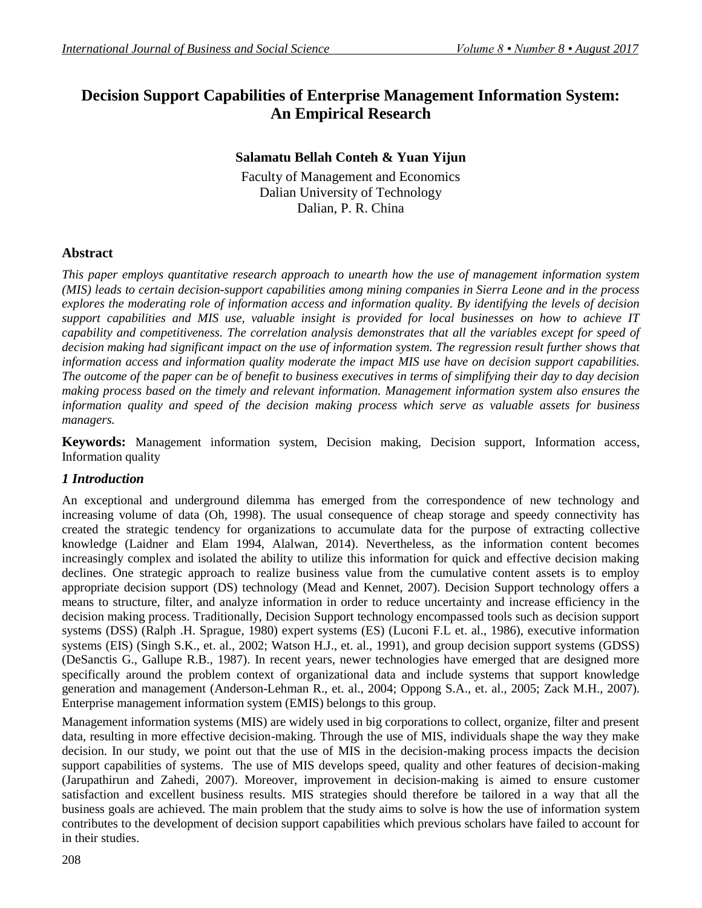# Decision Support Capabilities of Enterprise Management Information System: An Empirical Research

**Salamatu Bellah Conteh & Yuan Yijun**

Faculty of Management and Economics
Dalian University of Technology
Dalian, P. R. China

## Abstract

*This paper employs quantitative research approach to unearth how the use of management information system (MIS) leads to certain decision-support capabilities among mining companies in Sierra Leone and in the process explores the moderating role of information access and information quality. By identifying the levels of decision support capabilities and MIS use, valuable insight is provided for local businesses on how to achieve IT capability and competitiveness. The correlation analysis demonstrates that all the variables except for speed of decision making had significant impact on the use of information system. The regression result further shows that information access and information quality moderate the impact MIS use have on decision support capabilities. The outcome of the paper can be of benefit to business executives in terms of simplifying their day to day decision making process based on the timely and relevant information. Management information system also ensures the information quality and speed of the decision making process which serve as valuable assets for business managers.*

**Keywords:** Management information system, Decision making, Decision support, Information access, Information quality

## *1 Introduction*

An exceptional and underground dilemma has emerged from the correspondence of new technology and increasing volume of data (Oh, 1998). The usual consequence of cheap storage and speedy connectivity has created the strategic tendency for organizations to accumulate data for the purpose of extracting collective knowledge (Laidner and Elam 1994, Alalwan, 2014). Nevertheless, as the information content becomes increasingly complex and isolated the ability to utilize this information for quick and effective decision making declines. One strategic approach to realize business value from the cumulative content assets is to employ appropriate decision support (DS) technology (Mead and Kennet, 2007). Decision Support technology offers a means to structure, filter, and analyze information in order to reduce uncertainty and increase efficiency in the decision making process. Traditionally, Decision Support technology encompassed tools such as decision support systems (DSS) (Ralph .H. Sprague, 1980) expert systems (ES) (Luconi F.L et. al., 1986), executive information systems (EIS) (Singh S.K., et. al., 2002; Watson H.J., et. al., 1991), and group decision support systems (GDSS) (DeSanctis G., Gallupe R.B., 1987). In recent years, newer technologies have emerged that are designed more specifically around the problem context of organizational data and include systems that support knowledge generation and management (Anderson-Lehman R., et. al., 2004; Oppong S.A., et. al., 2005; Zack M.H., 2007). Enterprise management information system (EMIS) belongs to this group.

Management information systems (MIS) are widely used in big corporations to collect, organize, filter and present data, resulting in more effective decision-making. Through the use of MIS, individuals shape the way they make decision. In our study, we point out that the use of MIS in the decision-making process impacts the decision support capabilities of systems. The use of MIS develops speed, quality and other features of decision-making (Jarupathirun and Zahedi, 2007). Moreover, improvement in decision-making is aimed to ensure customer satisfaction and excellent business results. MIS strategies should therefore be tailored in a way that all the business goals are achieved. The main problem that the study aims to solve is how the use of information system contributes to the development of decision support capabilities which previous scholars have failed to account for in their studies.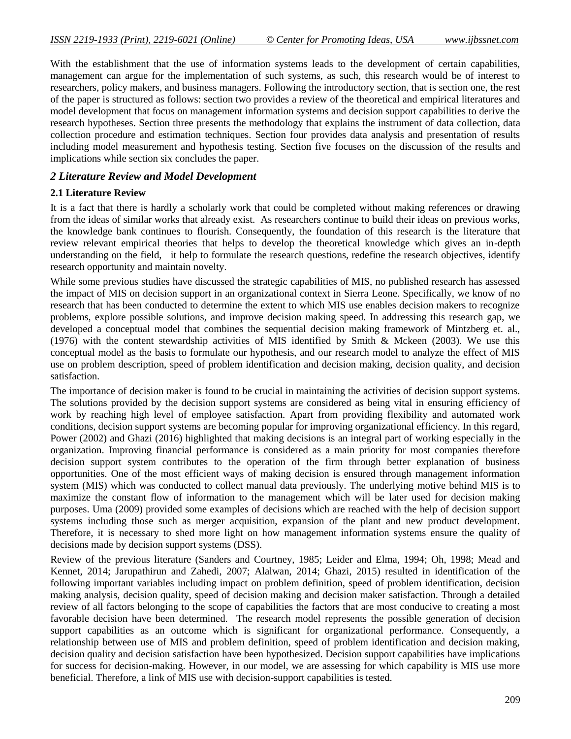With the establishment that the use of information systems leads to the development of certain capabilities, management can argue for the implementation of such systems, as such, this research would be of interest to researchers, policy makers, and business managers. Following the introductory section, that is section one, the rest of the paper is structured as follows: section two provides a review of the theoretical and empirical literatures and model development that focus on management information systems and decision support capabilities to derive the research hypotheses. Section three presents the methodology that explains the instrument of data collection, data collection procedure and estimation techniques. Section four provides data analysis and presentation of results including model measurement and hypothesis testing. Section five focuses on the discussion of the results and implications while section six concludes the paper.

## *2 Literature Review and Model Development*

### 2.1 Literature Review

It is a fact that there is hardly a scholarly work that could be completed without making references or drawing from the ideas of similar works that already exist. As researchers continue to build their ideas on previous works, the knowledge bank continues to flourish. Consequently, the foundation of this research is the literature that review relevant empirical theories that helps to develop the theoretical knowledge which gives an in-depth understanding on the field, it help to formulate the research questions, redefine the research objectives, identify research opportunity and maintain novelty.

While some previous studies have discussed the strategic capabilities of MIS, no published research has assessed the impact of MIS on decision support in an organizational context in Sierra Leone. Specifically, we know of no research that has been conducted to determine the extent to which MIS use enables decision makers to recognize problems, explore possible solutions, and improve decision making speed. In addressing this research gap, we developed a conceptual model that combines the sequential decision making framework of Mintzberg et. al., (1976) with the content stewardship activities of MIS identified by Smith & Mckeen (2003). We use this conceptual model as the basis to formulate our hypothesis, and our research model to analyze the effect of MIS use on problem description, speed of problem identification and decision making, decision quality, and decision satisfaction.

The importance of decision maker is found to be crucial in maintaining the activities of decision support systems. The solutions provided by the decision support systems are considered as being vital in ensuring efficiency of work by reaching high level of employee satisfaction. Apart from providing flexibility and automated work conditions, decision support systems are becoming popular for improving organizational efficiency. In this regard, Power (2002) and Ghazi (2016) highlighted that making decisions is an integral part of working especially in the organization. Improving financial performance is considered as a main priority for most companies therefore decision support system contributes to the operation of the firm through better explanation of business opportunities. One of the most efficient ways of making decision is ensured through management information system (MIS) which was conducted to collect manual data previously. The underlying motive behind MIS is to maximize the constant flow of information to the management which will be later used for decision making purposes. Uma (2009) provided some examples of decisions which are reached with the help of decision support systems including those such as merger acquisition, expansion of the plant and new product development. Therefore, it is necessary to shed more light on how management information systems ensure the quality of decisions made by decision support systems (DSS).

Review of the previous literature (Sanders and Courtney, 1985; Leider and Elma, 1994; Oh, 1998; Mead and Kennet, 2014; Jarupathirun and Zahedi, 2007; Alalwan, 2014; Ghazi, 2015) resulted in identification of the following important variables including impact on problem definition, speed of problem identification, decision making analysis, decision quality, speed of decision making and decision maker satisfaction. Through a detailed review of all factors belonging to the scope of capabilities the factors that are most conducive to creating a most favorable decision have been determined. The research model represents the possible generation of decision support capabilities as an outcome which is significant for organizational performance. Consequently, a relationship between use of MIS and problem definition, speed of problem identification and decision making, decision quality and decision satisfaction have been hypothesized. Decision support capabilities have implications for success for decision-making. However, in our model, we are assessing for which capability is MIS use more beneficial. Therefore, a link of MIS use with decision-support capabilities is tested.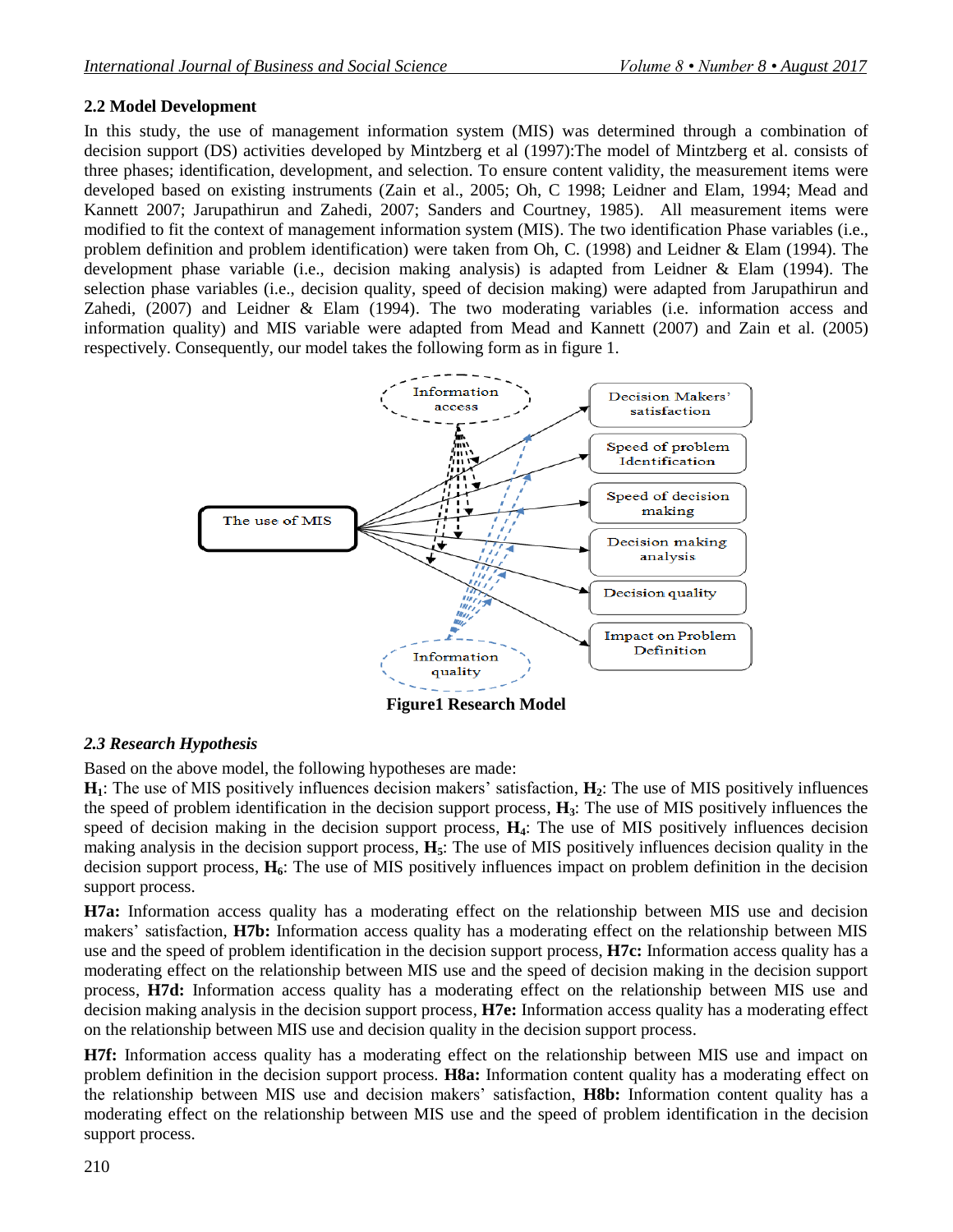## 2.2 Model Development

In this study, the use of management information system (MIS) was determined through a combination of decision support (DS) activities developed by Mintzberg et al (1997):The model of Mintzberg et al. consists of three phases; identification, development, and selection. To ensure content validity, the measurement items were developed based on existing instruments (Zain et al., 2005; Oh, C 1998; Leidner and Elam, 1994; Mead and Kannett 2007; Jarupathirun and Zahedi, 2007; Sanders and Courtney, 1985). All measurement items were modified to fit the context of management information system (MIS). The two identification Phase variables (i.e., problem definition and problem identification) were taken from Oh, C. (1998) and Leidner & Elam (1994). The development phase variable (i.e., decision making analysis) is adapted from Leidner & Elam (1994). The selection phase variables (i.e., decision quality, speed of decision making) were adapted from Jarupathirun and Zahedi, (2007) and Leidner & Elam (1994). The two moderating variables (i.e. information access and information quality) and MIS variable were adapted from Mead and Kannett (2007) and Zain et al. (2005) respectively. Consequently, our model takes the following form as in figure 1.

Information access

The use of MIS

Decision Makers' satisfaction

Speed of problem Identification

Speed of decision making

Decision making analysis

Decision quality

Impact on Problem Definition

Information quality

**Figure1 Research Model**

### *2.3 Research Hypothesis*

Based on the above model, the following hypotheses are made:

**$H_1$**: The use of MIS positively influences decision makers' satisfaction, **$H_2$**: The use of MIS positively influences the speed of problem identification in the decision support process, **$H_3$**: The use of MIS positively influences the speed of decision making in the decision support process, **$H_4$**: The use of MIS positively influences decision making analysis in the decision support process, **$H_5$**: The use of MIS positively influences decision quality in the decision support process, **$H_6$**: The use of MIS positively influences impact on problem definition in the decision support process.

**H7a:** Information access quality has a moderating effect on the relationship between MIS use and decision makers' satisfaction, **H7b:** Information access quality has a moderating effect on the relationship between MIS use and the speed of problem identification in the decision support process, **H7c:** Information access quality has a moderating effect on the relationship between MIS use and the speed of decision making in the decision support process, **H7d:** Information access quality has a moderating effect on the relationship between MIS use and decision making analysis in the decision support process, **H7e:** Information access quality has a moderating effect on the relationship between MIS use and decision quality in the decision support process.

**H7f:** Information access quality has a moderating effect on the relationship between MIS use and impact on problem definition in the decision support process. **H8a:** Information content quality has a moderating effect on the relationship between MIS use and decision makers' satisfaction, **H8b:** Information content quality has a moderating effect on the relationship between MIS use and the speed of problem identification in the decision support process.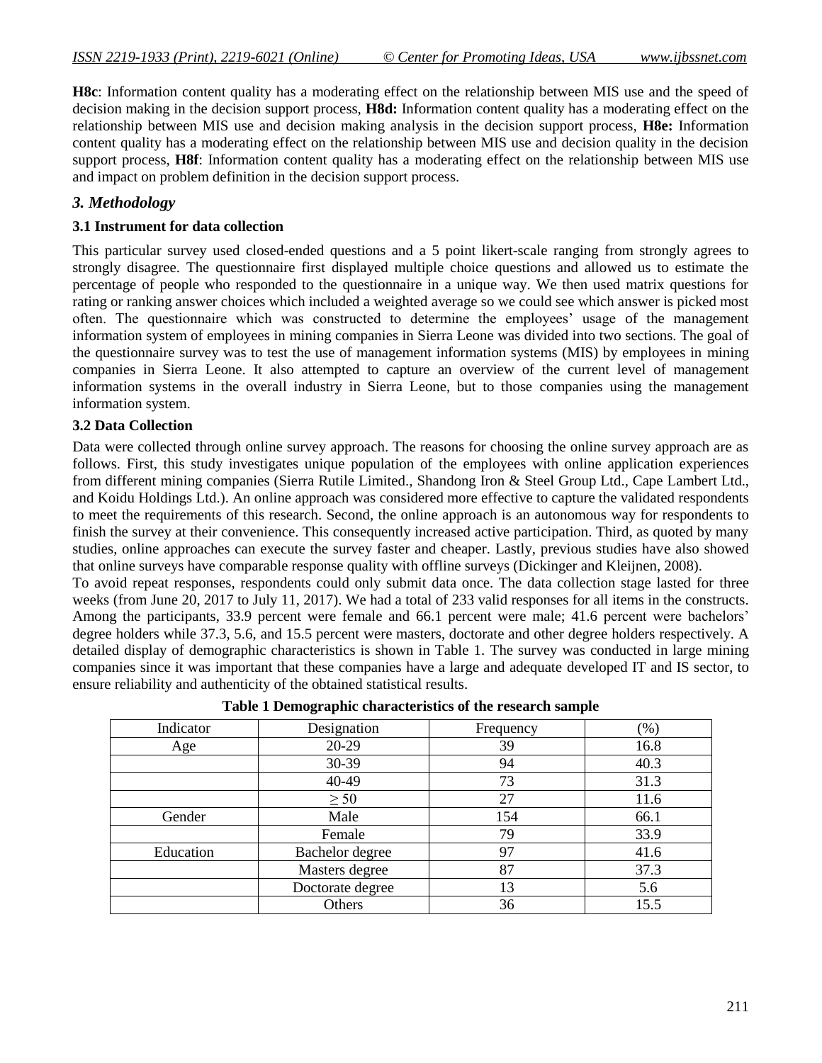**H8c**: Information content quality has a moderating effect on the relationship between MIS use and the speed of decision making in the decision support process, **H8d:** Information content quality has a moderating effect on the relationship between MIS use and decision making analysis in the decision support process, **H8e:** Information content quality has a moderating effect on the relationship between MIS use and decision quality in the decision support process, **H8f**: Information content quality has a moderating effect on the relationship between MIS use and impact on problem definition in the decision support process.

## *3. Methodology*

### 3.1 Instrument for data collection

This particular survey used closed-ended questions and a 5 point likert-scale ranging from strongly agrees to strongly disagree. The questionnaire first displayed multiple choice questions and allowed us to estimate the percentage of people who responded to the questionnaire in a unique way. We then used matrix questions for rating or ranking answer choices which included a weighted average so we could see which answer is picked most often. The questionnaire which was constructed to determine the employees' usage of the management information system of employees in mining companies in Sierra Leone was divided into two sections. The goal of the questionnaire survey was to test the use of management information systems (MIS) by employees in mining companies in Sierra Leone. It also attempted to capture an overview of the current level of management information systems in the overall industry in Sierra Leone, but to those companies using the management information system.

### 3.2 Data Collection

Data were collected through online survey approach. The reasons for choosing the online survey approach are as follows. First, this study investigates unique population of the employees with online application experiences from different mining companies (Sierra Rutile Limited., Shandong Iron & Steel Group Ltd., Cape Lambert Ltd., and Koidu Holdings Ltd.). An online approach was considered more effective to capture the validated respondents to meet the requirements of this research. Second, the online approach is an autonomous way for respondents to finish the survey at their convenience. This consequently increased active participation. Third, as quoted by many studies, online approaches can execute the survey faster and cheaper. Lastly, previous studies have also showed that online surveys have comparable response quality with offline surveys (Dickinger and Kleijnen, 2008).

To avoid repeat responses, respondents could only submit data once. The data collection stage lasted for three weeks (from June 20, 2017 to July 11, 2017). We had a total of 233 valid responses for all items in the constructs. Among the participants, 33.9 percent were female and 66.1 percent were male; 41.6 percent were bachelors' degree holders while 37.3, 5.6, and 15.5 percent were masters, doctorate and other degree holders respectively. A detailed display of demographic characteristics is shown in Table 1. The survey was conducted in large mining companies since it was important that these companies have a large and adequate developed IT and IS sector, to ensure reliability and authenticity of the obtained statistical results.

**Table 1 Demographic characteristics of the research sample**

| Indicator | Designation | Frequency | (%) |
|---|---|---|---|
| Age | 20-29 | 39 | 16.8 |
| | 30-39 | 94 | 40.3 |
| | 40-49 | 73 | 31.3 |
| | $\geq 50$ | 27 | 11.6 |
| Gender | Male | 154 | 66.1 |
| | Female | 79 | 33.9 |
| Education | Bachelor degree | 97 | 41.6 |
| | Masters degree | 87 | 37.3 |
| | Doctorate degree | 13 | 5.6 |
| | Others | 36 | 15.5 |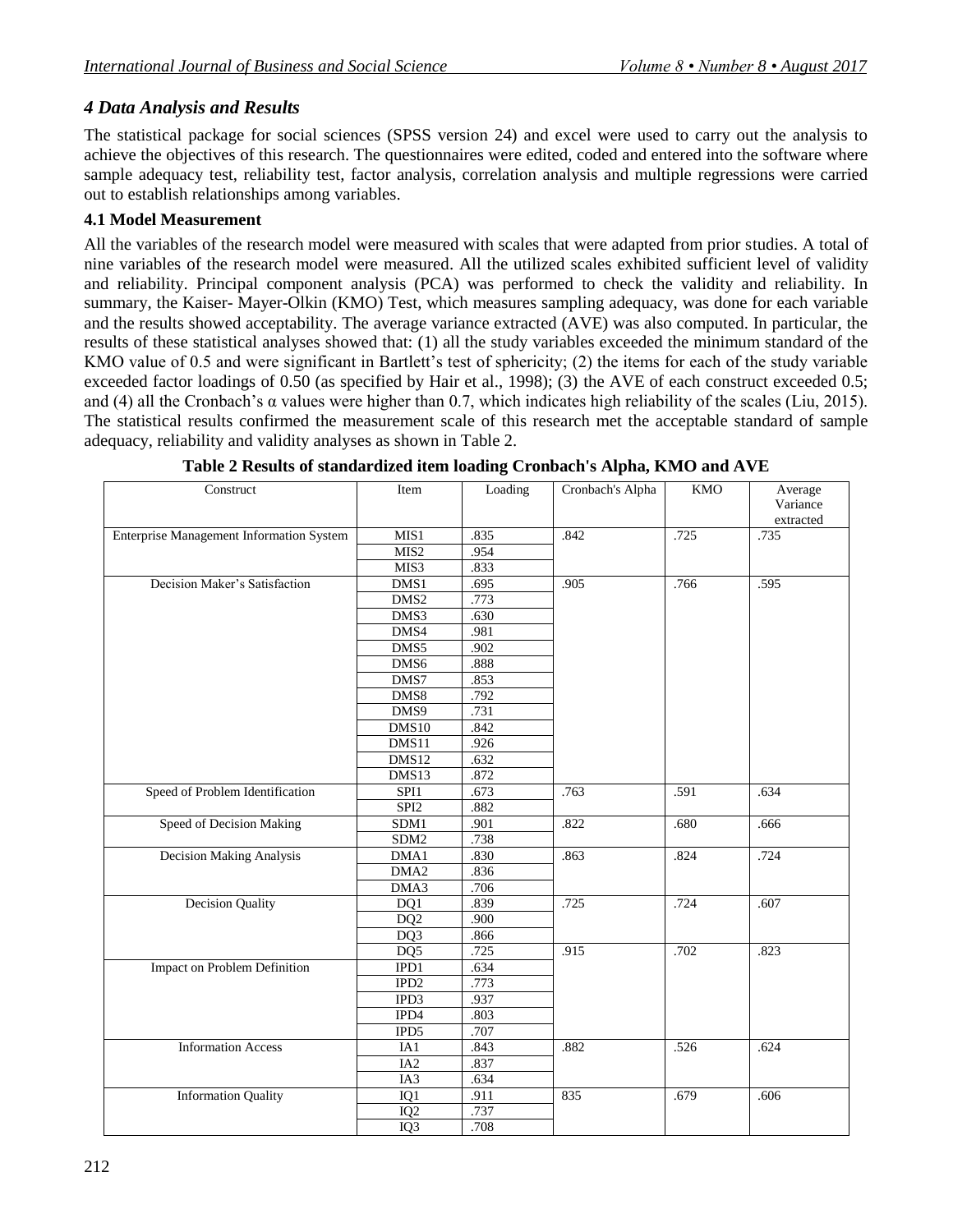## *4 Data Analysis and Results*

The statistical package for social sciences (SPSS version 24) and excel were used to carry out the analysis to achieve the objectives of this research. The questionnaires were edited, coded and entered into the software where sample adequacy test, reliability test, factor analysis, correlation analysis and multiple regressions were carried out to establish relationships among variables.

### 4.1 Model Measurement

All the variables of the research model were measured with scales that were adapted from prior studies. A total of nine variables of the research model were measured. All the utilized scales exhibited sufficient level of validity and reliability. Principal component analysis (PCA) was performed to check the validity and reliability. In summary, the Kaiser- Mayer-Olkin (KMO) Test, which measures sampling adequacy, was done for each variable and the results showed acceptability. The average variance extracted (AVE) was also computed. In particular, the results of these statistical analyses showed that: (1) all the study variables exceeded the minimum standard of the KMO value of 0.5 and were significant in Bartlett's test of sphericity; (2) the items for each of the study variable exceeded factor loadings of 0.50 (as specified by Hair et al., 1998); (3) the AVE of each construct exceeded 0.5; and (4) all the Cronbach's α values were higher than 0.7, which indicates high reliability of the scales (Liu, 2015). The statistical results confirmed the measurement scale of this research met the acceptable standard of sample adequacy, reliability and validity analyses as shown in Table 2.

**Table 2 Results of standardized item loading Cronbach's Alpha, KMO and AVE**

| Construct | Item | Loading | Cronbach's Alpha | KMO | Average Variance extracted |
|---|---|---|---|---|---|
| Enterprise Management Information System | MIS1 | .835 | .842 | .725 | .735 |
| | MIS2 | .954 | | | |
| | MIS3 | .833 | | | |
| Decision Maker's Satisfaction | DMS1 | .695 | .905 | .766 | .595 |
| | DMS2 | .773 | | | |
| | DMS3 | .630 | | | |
| | DMS4 | .981 | | | |
| | DMS5 | .902 | | | |
| | DMS6 | .888 | | | |
| | DMS7 | .853 | | | |
| | DMS8 | .792 | | | |
| | DMS9 | .731 | | | |
| | DMS10 | .842 | | | |
| | DMS11 | .926 | | | |
| | DMS12 | .632 | | | |
| | DMS13 | .872 | | | |
| Speed of Problem Identification | SPI1 | .673 | .763 | .591 | .634 |
| | SPI2 | .882 | | | |
| Speed of Decision Making | SDM1 | .901 | .822 | .680 | .666 |
| | SDM2 | .738 | | | |
| Decision Making Analysis | DMA1 | .830 | .863 | .824 | .724 |
| | DMA2 | .836 | | | |
| | DMA3 | .706 | | | |
| Decision Quality | DQ1 | .839 | .725 | .724 | .607 |
| | DQ2 | .900 | | | |
| | DQ3 | .866 | | | |
| | DQ5 | .725 | .915 | .702 | .823 |
| Impact on Problem Definition | IPD1 | .634 | | | |
| | IPD2 | .773 | | | |
| | IPD3 | .937 | | | |
| | IPD4 | .803 | | | |
| | IPD5 | .707 | | | |
| Information Access | IA1 | .843 | .882 | .526 | .624 |
| | IA2 | .837 | | | |
| | IA3 | .634 | | | |
| Information Quality | IQ1 | .911 | 835 | .679 | .606 |
| | IQ2 | .737 | | | |
| | IQ3 | .708 | | | |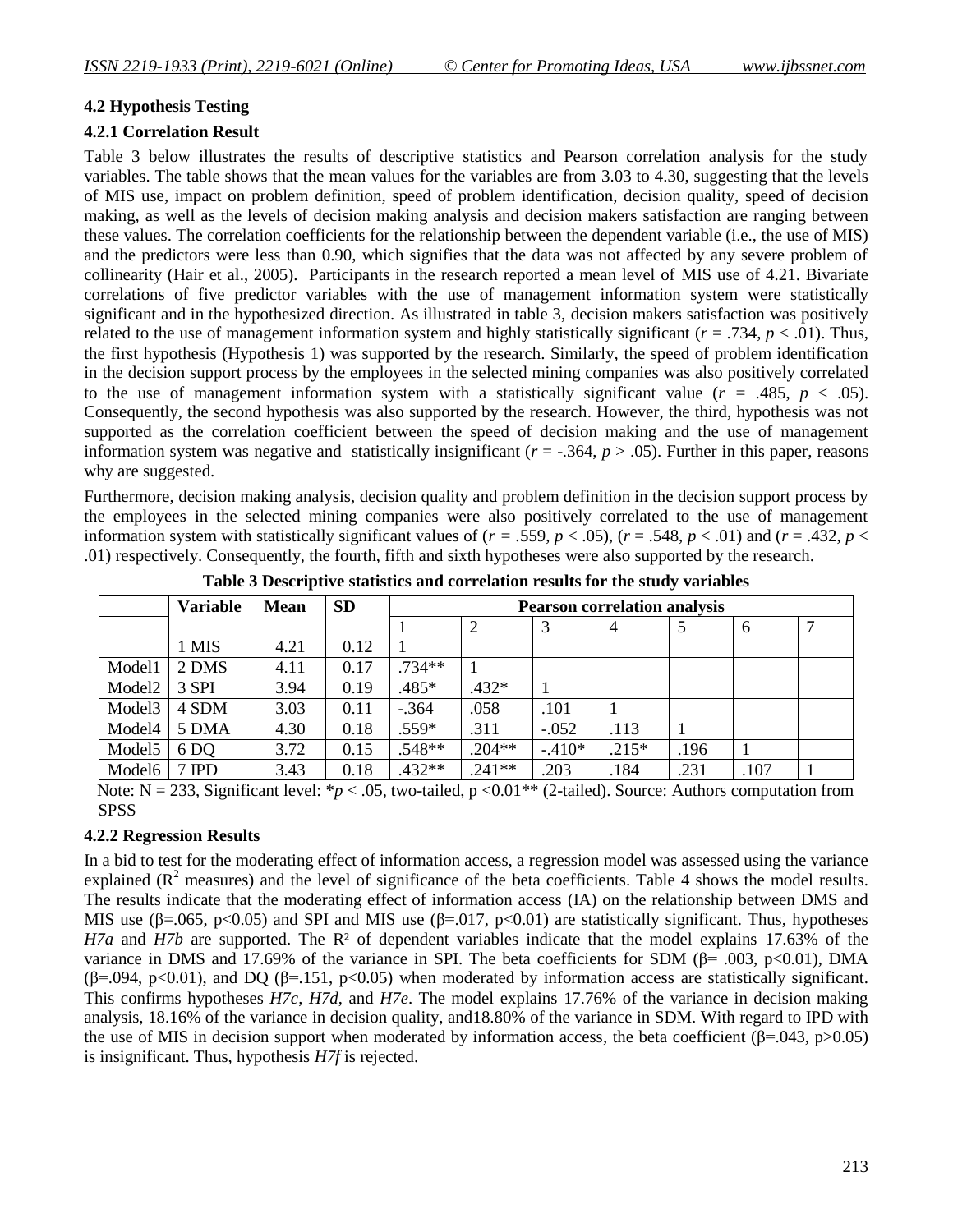### 4.2 Hypothesis Testing

#### 4.2.1 Correlation Result

Table 3 below illustrates the results of descriptive statistics and Pearson correlation analysis for the study variables. The table shows that the mean values for the variables are from 3.03 to 4.30, suggesting that the levels of MIS use, impact on problem definition, speed of problem identification, decision quality, speed of decision making, as well as the levels of decision making analysis and decision makers satisfaction are ranging between these values. The correlation coefficients for the relationship between the dependent variable (i.e., the use of MIS) and the predictors were less than 0.90, which signifies that the data was not affected by any severe problem of collinearity (Hair et al., 2005). Participants in the research reported a mean level of MIS use of 4.21. Bivariate correlations of five predictor variables with the use of management information system were statistically significant and in the hypothesized direction. As illustrated in table 3, decision makers satisfaction was positively related to the use of management information system and highly statistically significant ($r$ = .734, $p$ < .01). Thus, the first hypothesis (Hypothesis 1) was supported by the research. Similarly, the speed of problem identification in the decision support process by the employees in the selected mining companies was also positively correlated to the use of management information system with a statistically significant value ($r$ = .485, $p$ < .05). Consequently, the second hypothesis was also supported by the research. However, the third, hypothesis was not supported as the correlation coefficient between the speed of decision making and the use of management information system was negative and statistically insignificant ($r$ = -.364, $p$ > .05). Further in this paper, reasons why are suggested.

Furthermore, decision making analysis, decision quality and problem definition in the decision support process by the employees in the selected mining companies were also positively correlated to the use of management information system with statistically significant values of ($r$ = .559, $p$ < .05), ($r$ = .548, $p$ < .01) and ($r$ = .432, $p$ < .01) respectively. Consequently, the fourth, fifth and sixth hypotheses were also supported by the research.

**Table 3 Descriptive statistics and correlation results for the study variables**

| | Variable | Mean | SD | Pearson correlation analysis | | | | | | |
|---|---|---|---|---|---|---|---|---|---|---|
| | | | | 1 | 2 | 3 | 4 | 5 | 6 | 7 |
| | 1 MIS | 4.21 | 0.12 | 1 | | | | | | |
| Model1 | 2 DMS | 4.11 | 0.17 | .734** | 1 | | | | | |
| Model2 | 3 SPI | 3.94 | 0.19 | .485* | .432* | 1 | | | | |
| Model3 | 4 SDM | 3.03 | 0.11 | -.364 | .058 | .101 | 1 | | | |
| Model4 | 5 DMA | 4.30 | 0.18 | .559* | .311 | -.052 | .113 | 1 | | |
| Model5 | 6 DQ | 3.72 | 0.15 | .548** | .204** | -.410* | .215* | .196 | 1 | |
| Model6 | 7 IPD | 3.43 | 0.18 | .432** | .241** | .203 | .184 | .231 | .107 | 1 |

Note: N = 233, Significant level: *$p$ < .05, two-tailed, p <0.01** (2-tailed). Source: Authors computation from SPSS

#### 4.2.2 Regression Results

In a bid to test for the moderating effect of information access, a regression model was assessed using the variance explained ($R^2$ measures) and the level of significance of the beta coefficients. Table 4 shows the model results. The results indicate that the moderating effect of information access (IA) on the relationship between DMS and MIS use ($\beta$=.065, p<0.05) and SPI and MIS use ($\beta$=.017, p<0.01) are statistically significant. Thus, hypotheses *H7a* and *H7b* are supported. The $R^2$ of dependent variables indicate that the model explains 17.63% of the variance in DMS and 17.69% of the variance in SPI. The beta coefficients for SDM ($\beta$= .003, p<0.01), DMA ($\beta$=.094, p<0.01), and DQ ($\beta$=.151, p<0.05) when moderated by information access are statistically significant. This confirms hypotheses *H7c*, *H7d*, and *H7e*. The model explains 17.76% of the variance in decision making analysis, 18.16% of the variance in decision quality, and18.80% of the variance in SDM. With regard to IPD with the use of MIS in decision support when moderated by information access, the beta coefficient ($\beta$=.043, p>0.05) is insignificant. Thus, hypothesis *H7f* is rejected.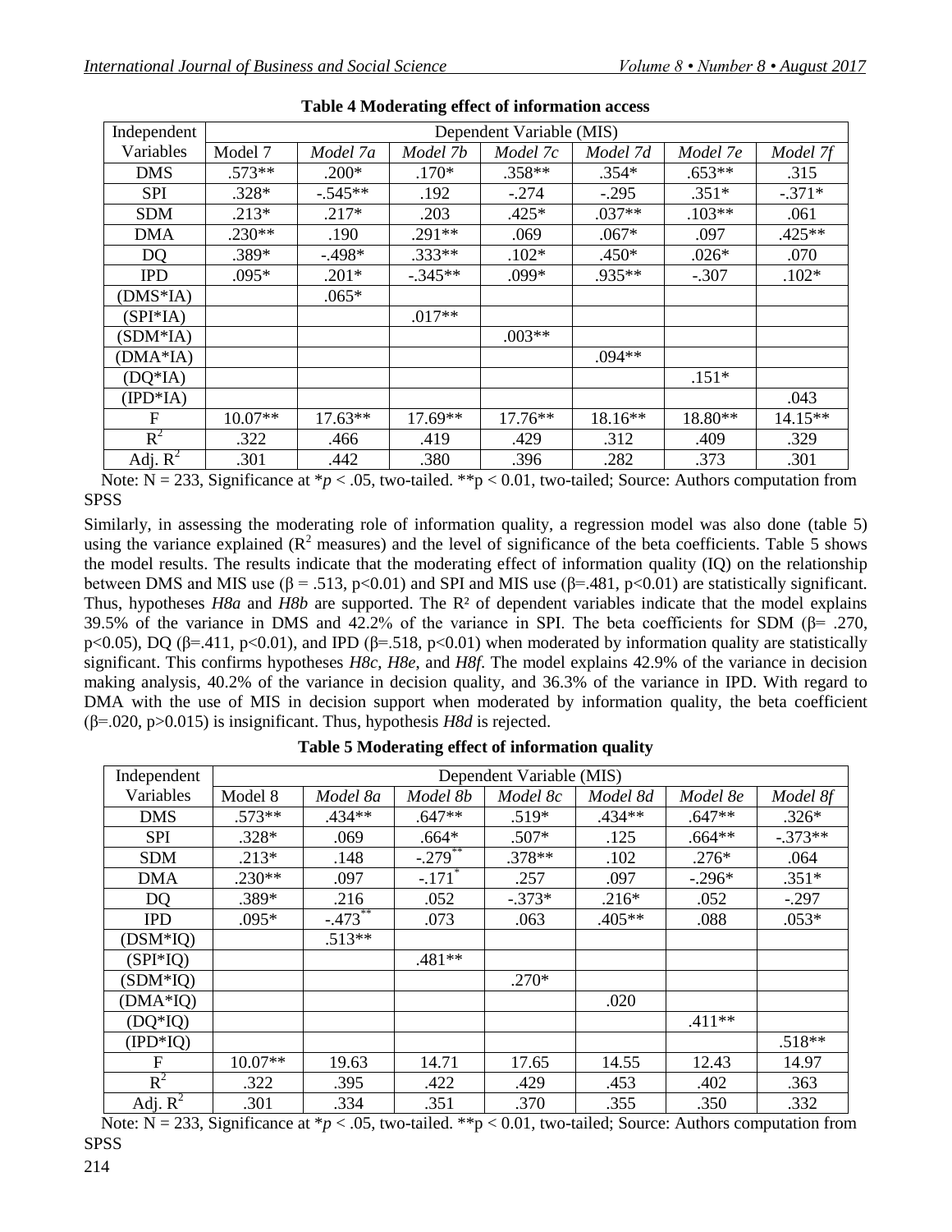**Table 4 Moderating effect of information access**

| Independent Variables | Dependent Variable (MIS) | | | | | | |
|---|---|---|---|---|---|---|---|
| | Model 7 | *Model 7a* | *Model 7b* | *Model 7c* | *Model 7d* | *Model 7e* | *Model 7f* |
| DMS | .573** | .200* | .170* | .358** | .354* | .653** | .315 |
| SPI | .328* | -.545** | .192 | -.274 | -.295 | .351* | -.371* |
| SDM | .213* | .217* | .203 | .425* | .037** | .103** | .061 |
| DMA | .230** | .190 | .291** | .069 | .067* | .097 | .425** |
| DQ | .389* | -.498* | .333** | .102* | .450* | .026* | .070 |
| IPD | .095* | .201* | -.345** | .099* | .935** | -.307 | .102* |
| (DMS*IA) | | .065* | | | | | |
| (SPI*IA) | | | .017** | | | | |
| (SDM*IA) | | | | .003** | | | |
| (DMA*IA) | | | | | .094** | | |
| (DQ*IA) | | | | | | .151* | |
| (IPD*IA) | | | | | | | .043 |
| F | 10.07** | 17.63** | 17.69** | 17.76** | 18.16** | 18.80** | 14.15** |
| $R^2$ | .322 | .466 | .419 | .429 | .312 | .409 | .329 |
| Adj. $R^2$ | .301 | .442 | .380 | .396 | .282 | .373 | .301 |

Note: N = 233, Significance at \**p* < .05, two-tailed. \*\*p < 0.01, two-tailed; Source: Authors computation from SPSS

Similarly, in assessing the moderating role of information quality, a regression model was also done (table 5) using the variance explained ($R^2$ measures) and the level of significance of the beta coefficients. Table 5 shows the model results. The results indicate that the moderating effect of information quality (IQ) on the relationship between DMS and MIS use ($\beta = .513$, $p<0.01$) and SPI and MIS use ($\beta=.481$, $p<0.01$) are statistically significant. Thus, hypotheses *H8a* and *H8b* are supported. The $R^2$ of dependent variables indicate that the model explains 39.5% of the variance in DMS and 42.2% of the variance in SPI. The beta coefficients for SDM ($\beta= .270$, $p<0.05$), DQ ($\beta=.411$, $p<0.01$), and IPD ($\beta=.518$, $p<0.01$) when moderated by information quality are statistically significant. This confirms hypotheses *H8c*, *H8e*, and *H8f*. The model explains 42.9% of the variance in decision making analysis, 40.2% of the variance in decision quality, and 36.3% of the variance in IPD. With regard to DMA with the use of MIS in decision support when moderated by information quality, the beta coefficient ($\beta=.020$, $p>0.015$) is insignificant. Thus, hypothesis *H8d* is rejected.

**Table 5 Moderating effect of information quality**

| Independent Variables | Dependent Variable (MIS) | | | | | | |
|---|---|---|---|---|---|---|---|
| | Model 8 | *Model 8a* | *Model 8b* | *Model 8c* | *Model 8d* | *Model 8e* | *Model 8f* |
| DMS | .573** | .434** | .647** | .519* | .434** | .647** | .326* |
| SPI | .328* | .069 | .664* | .507* | .125 | .664** | -.373** |
| SDM | .213* | .148 | -.279** | .378** | .102 | .276* | .064 |
| DMA | .230** | .097 | -.171* | .257 | .097 | -.296* | .351* |
| DQ | .389* | .216 | .052 | -.373* | .216* | .052 | -.297 |
| IPD | .095* | -.473** | .073 | .063 | .405** | .088 | .053* |
| (DSM*IQ) | | .513** | | | | | |
| (SPI*IQ) | | | .481** | | | | |
| (SDM*IQ) | | | | .270* | | | |
| (DMA*IQ) | | | | | .020 | | |
| (DQ*IQ) | | | | | | .411** | |
| (IPD*IQ) | | | | | | | .518** |
| F | 10.07** | 19.63 | 14.71 | 17.65 | 14.55 | 12.43 | 14.97 |
| $R^2$ | .322 | .395 | .422 | .429 | .453 | .402 | .363 |
| Adj. $R^2$ | .301 | .334 | .351 | .370 | .355 | .350 | .332 |

Note: N = 233, Significance at \**p* < .05, two-tailed. \*\*p < 0.01, two-tailed; Source: Authors computation from SPSS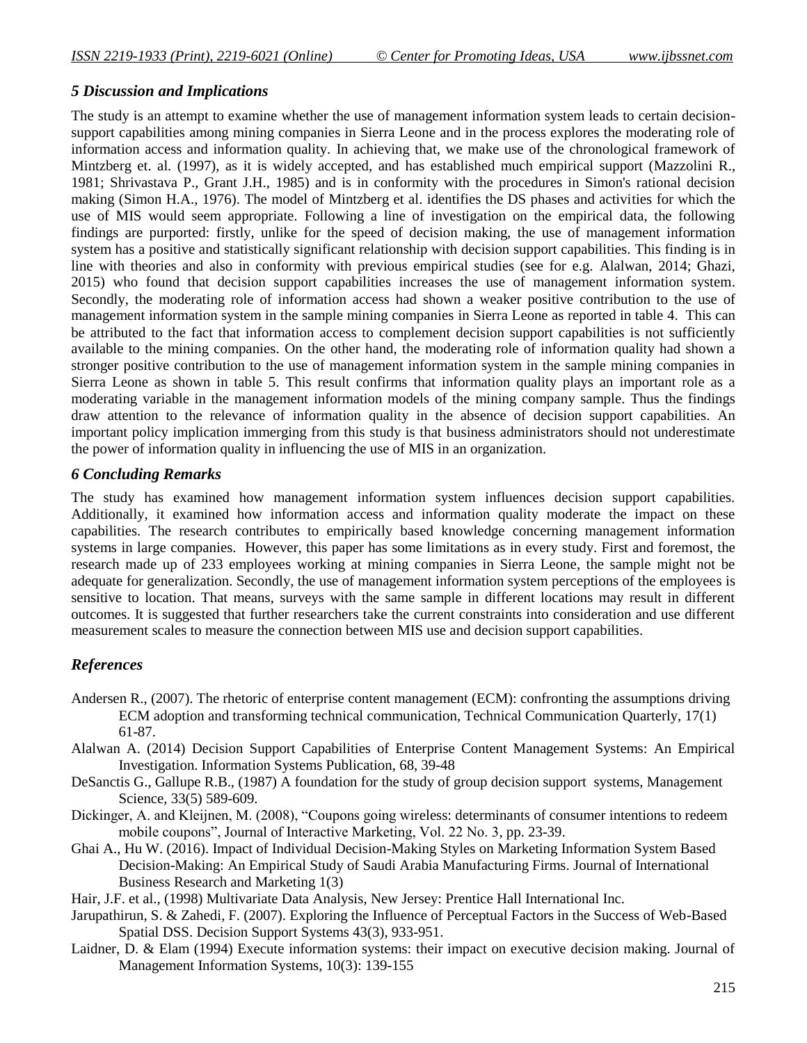## 5 Discussion and Implications

The study is an attempt to examine whether the use of management information system leads to certain decision-support capabilities among mining companies in Sierra Leone and in the process explores the moderating role of information access and information quality. In achieving that, we make use of the chronological framework of Mintzberg et. al. (1997), as it is widely accepted, and has established much empirical support (Mazzolini R., 1981; Shrivastava P., Grant J.H., 1985) and is in conformity with the procedures in Simon's rational decision making (Simon H.A., 1976). The model of Mintzberg et al. identifies the DS phases and activities for which the use of MIS would seem appropriate. Following a line of investigation on the empirical data, the following findings are purported: firstly, unlike for the speed of decision making, the use of management information system has a positive and statistically significant relationship with decision support capabilities. This finding is in line with theories and also in conformity with previous empirical studies (see for e.g. Alalwan, 2014; Ghazi, 2015) who found that decision support capabilities increases the use of management information system. Secondly, the moderating role of information access had shown a weaker positive contribution to the use of management information system in the sample mining companies in Sierra Leone as reported in table 4. This can be attributed to the fact that information access to complement decision support capabilities is not sufficiently available to the mining companies. On the other hand, the moderating role of information quality had shown a stronger positive contribution to the use of management information system in the sample mining companies in Sierra Leone as shown in table 5. This result confirms that information quality plays an important role as a moderating variable in the management information models of the mining company sample. Thus the findings draw attention to the relevance of information quality in the absence of decision support capabilities. An important policy implication immerging from this study is that business administrators should not underestimate the power of information quality in influencing the use of MIS in an organization.

## 6 Concluding Remarks

The study has examined how management information system influences decision support capabilities. Additionally, it examined how information access and information quality moderate the impact on these capabilities. The research contributes to empirically based knowledge concerning management information systems in large companies. However, this paper has some limitations as in every study. First and foremost, the research made up of 233 employees working at mining companies in Sierra Leone, the sample might not be adequate for generalization. Secondly, the use of management information system perceptions of the employees is sensitive to location. That means, surveys with the same sample in different locations may result in different outcomes. It is suggested that further researchers take the current constraints into consideration and use different measurement scales to measure the connection between MIS use and decision support capabilities.

## References

Andersen R., (2007). The rhetoric of enterprise content management (ECM): confronting the assumptions driving ECM adoption and transforming technical communication, Technical Communication Quarterly, 17(1) 61-87.

Alalwan A. (2014) Decision Support Capabilities of Enterprise Content Management Systems: An Empirical Investigation. Information Systems Publication, 68, 39-48

DeSanctis G., Gallupe R.B., (1987) A foundation for the study of group decision support systems, Management Science, 33(5) 589-609.

Dickinger, A. and Kleijnen, M. (2008), "Coupons going wireless: determinants of consumer intentions to redeem mobile coupons", Journal of Interactive Marketing, Vol. 22 No. 3, pp. 23-39.

Ghai A., Hu W. (2016). Impact of Individual Decision-Making Styles on Marketing Information System Based Decision-Making: An Empirical Study of Saudi Arabia Manufacturing Firms. Journal of International Business Research and Marketing 1(3)

Hair, J.F. et al., (1998) Multivariate Data Analysis, New Jersey: Prentice Hall International Inc.

Jarupathirun, S. & Zahedi, F. (2007). Exploring the Influence of Perceptual Factors in the Success of Web-Based Spatial DSS. Decision Support Systems 43(3), 933-951.

Laidner, D. & Elam (1994) Execute information systems: their impact on executive decision making. Journal of Management Information Systems, 10(3): 139-155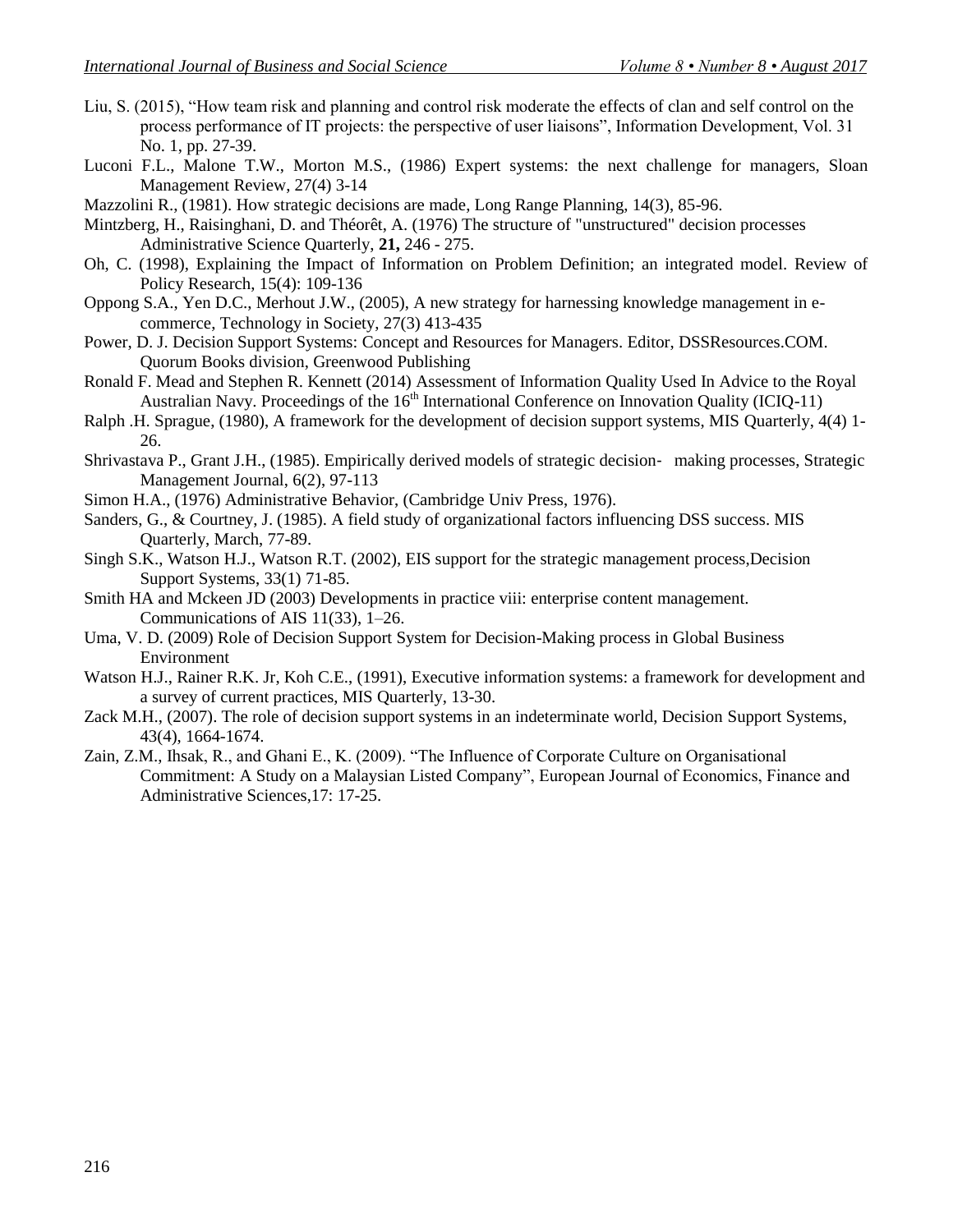Liu, S. (2015), "How team risk and planning and control risk moderate the effects of clan and self control on the process performance of IT projects: the perspective of user liaisons", Information Development, Vol. 31 No. 1, pp. 27-39.

Luconi F.L., Malone T.W., Morton M.S., (1986) Expert systems: the next challenge for managers, Sloan Management Review, 27(4) 3-14

Mazzolini R., (1981). How strategic decisions are made, Long Range Planning, 14(3), 85-96.

Mintzberg, H., Raisinghani, D. and Théorêt, A. (1976) The structure of "unstructured" decision processes Administrative Science Quarterly, **21,** 246 - 275.

Oh, C. (1998), Explaining the Impact of Information on Problem Definition; an integrated model. Review of Policy Research, 15(4): 109-136

Oppong S.A., Yen D.C., Merhout J.W., (2005), A new strategy for harnessing knowledge management in e-commerce, Technology in Society, 27(3) 413-435

Power, D. J. Decision Support Systems: Concept and Resources for Managers. Editor, DSSResources.COM. Quorum Books division, Greenwood Publishing

Ronald F. Mead and Stephen R. Kennett (2014) Assessment of Information Quality Used In Advice to the Royal Australian Navy. Proceedings of the 16th International Conference on Innovation Quality (ICIQ-11)

Ralph .H. Sprague, (1980), A framework for the development of decision support systems, MIS Quarterly, 4(4) 1-26.

Shrivastava P., Grant J.H., (1985). Empirically derived models of strategic decision- making processes, Strategic Management Journal, 6(2), 97-113

Simon H.A., (1976) Administrative Behavior, (Cambridge Univ Press, 1976).

Sanders, G., & Courtney, J. (1985). A field study of organizational factors influencing DSS success. MIS Quarterly, March, 77-89.

Singh S.K., Watson H.J., Watson R.T. (2002), EIS support for the strategic management process,Decision Support Systems, 33(1) 71-85.

Smith HA and Mckeen JD (2003) Developments in practice viii: enterprise content management. Communications of AIS 11(33), 1–26.

Uma, V. D. (2009) Role of Decision Support System for Decision-Making process in Global Business Environment

Watson H.J., Rainer R.K. Jr, Koh C.E., (1991), Executive information systems: a framework for development and a survey of current practices, MIS Quarterly, 13-30.

Zack M.H., (2007). The role of decision support systems in an indeterminate world, Decision Support Systems, 43(4), 1664-1674.

Zain, Z.M., Ihsak, R., and Ghani E., K. (2009). "The Influence of Corporate Culture on Organisational Commitment: A Study on a Malaysian Listed Company", European Journal of Economics, Finance and Administrative Sciences,17: 17-25.